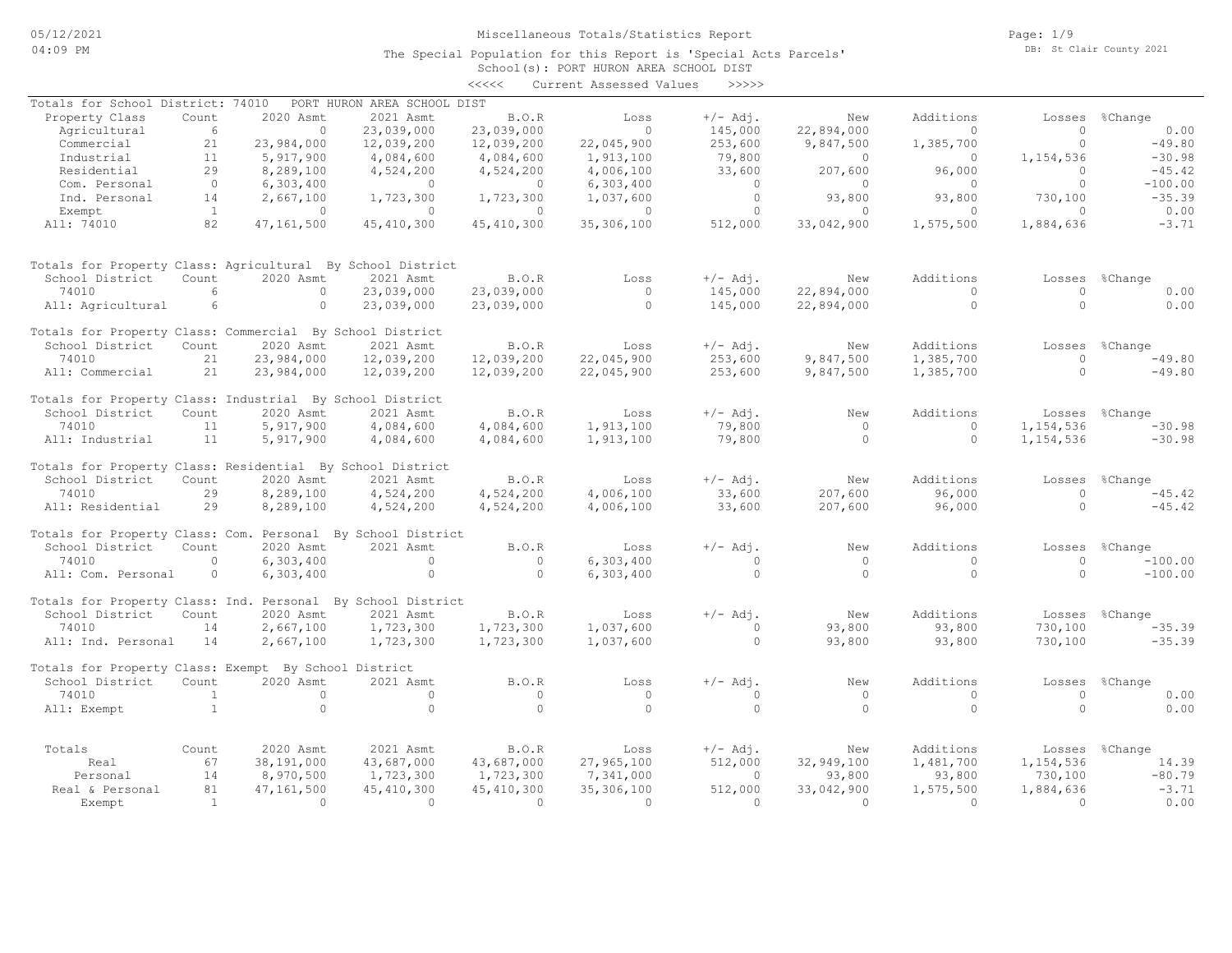# Miscellaneous Totals/Statistics Report

The Special Population for this Report is 'Special Acts Parcels'
School(s): PORT HURON AREA SCHOOL DIST
<<<<< Current Assessed Values >>>>>

05/12/2021 04:09 PM — DB: St Clair County 2021

## Totals for School District: 74010 PORT HURON AREA SCHOOL DIST

| Property Class | Count | 2020 Asmt | 2021 Asmt | B.O.R | Loss | +/- Adj. | New | Additions | Losses | %Change |
|---|---|---|---|---|---|---|---|---|---|---|
| Agricultural | 6 | 0 | 23,039,000 | 23,039,000 | 0 | 145,000 | 22,894,000 | 0 | 0 | 0.00 |
| Commercial | 21 | 23,984,000 | 12,039,200 | 12,039,200 | 22,045,900 | 253,600 | 9,847,500 | 1,385,700 | 0 | -49.80 |
| Industrial | 11 | 5,917,900 | 4,084,600 | 4,084,600 | 1,913,100 | 79,800 | 0 | 0 | 1,154,536 | -30.98 |
| Residential | 29 | 8,289,100 | 4,524,200 | 4,524,200 | 4,006,100 | 33,600 | 207,600 | 96,000 | 0 | -45.42 |
| Com. Personal | 0 | 6,303,400 | 0 | 0 | 6,303,400 | 0 | 0 | 0 | 0 | -100.00 |
| Ind. Personal | 14 | 2,667,100 | 1,723,300 | 1,723,300 | 1,037,600 | 0 | 93,800 | 93,800 | 730,100 | -35.39 |
| Exempt | 1 | 0 | 0 | 0 | 0 | 0 | 0 | 0 | 0 | 0.00 |
| All: 74010 | 82 | 47,161,500 | 45,410,300 | 45,410,300 | 35,306,100 | 512,000 | 33,042,900 | 1,575,500 | 1,884,636 | -3.71 |

## Totals for Property Class: Agricultural By School District

| School District | Count | 2020 Asmt | 2021 Asmt | B.O.R | Loss | +/- Adj. | New | Additions | Losses | %Change |
|---|---|---|---|---|---|---|---|---|---|---|
| 74010 | 6 | 0 | 23,039,000 | 23,039,000 | 0 | 145,000 | 22,894,000 | 0 | 0 | 0.00 |
| All: Agricultural | 6 | 0 | 23,039,000 | 23,039,000 | 0 | 145,000 | 22,894,000 | 0 | 0 | 0.00 |

## Totals for Property Class: Commercial By School District

| School District | Count | 2020 Asmt | 2021 Asmt | B.O.R | Loss | +/- Adj. | New | Additions | Losses | %Change |
|---|---|---|---|---|---|---|---|---|---|---|
| 74010 | 21 | 23,984,000 | 12,039,200 | 12,039,200 | 22,045,900 | 253,600 | 9,847,500 | 1,385,700 | 0 | -49.80 |
| All: Commercial | 21 | 23,984,000 | 12,039,200 | 12,039,200 | 22,045,900 | 253,600 | 9,847,500 | 1,385,700 | 0 | -49.80 |

## Totals for Property Class: Industrial By School District

| School District | Count | 2020 Asmt | 2021 Asmt | B.O.R | Loss | +/- Adj. | New | Additions | Losses | %Change |
|---|---|---|---|---|---|---|---|---|---|---|
| 74010 | 11 | 5,917,900 | 4,084,600 | 4,084,600 | 1,913,100 | 79,800 | 0 | 0 | 1,154,536 | -30.98 |
| All: Industrial | 11 | 5,917,900 | 4,084,600 | 4,084,600 | 1,913,100 | 79,800 | 0 | 0 | 1,154,536 | -30.98 |

## Totals for Property Class: Residential By School District

| School District | Count | 2020 Asmt | 2021 Asmt | B.O.R | Loss | +/- Adj. | New | Additions | Losses | %Change |
|---|---|---|---|---|---|---|---|---|---|---|
| 74010 | 29 | 8,289,100 | 4,524,200 | 4,524,200 | 4,006,100 | 33,600 | 207,600 | 96,000 | 0 | -45.42 |
| All: Residential | 29 | 8,289,100 | 4,524,200 | 4,524,200 | 4,006,100 | 33,600 | 207,600 | 96,000 | 0 | -45.42 |

## Totals for Property Class: Com. Personal By School District

| School District | Count | 2020 Asmt | 2021 Asmt | B.O.R | Loss | +/- Adj. | New | Additions | Losses | %Change |
|---|---|---|---|---|---|---|---|---|---|---|
| 74010 | 0 | 6,303,400 | 0 | 0 | 6,303,400 | 0 | 0 | 0 | 0 | -100.00 |
| All: Com. Personal | 0 | 6,303,400 | 0 | 0 | 6,303,400 | 0 | 0 | 0 | 0 | -100.00 |

## Totals for Property Class: Ind. Personal By School District

| School District | Count | 2020 Asmt | 2021 Asmt | B.O.R | Loss | +/- Adj. | New | Additions | Losses | %Change |
|---|---|---|---|---|---|---|---|---|---|---|
| 74010 | 14 | 2,667,100 | 1,723,300 | 1,723,300 | 1,037,600 | 0 | 93,800 | 93,800 | 730,100 | -35.39 |
| All: Ind. Personal | 14 | 2,667,100 | 1,723,300 | 1,723,300 | 1,037,600 | 0 | 93,800 | 93,800 | 730,100 | -35.39 |

## Totals for Property Class: Exempt By School District

| School District | Count | 2020 Asmt | 2021 Asmt | B.O.R | Loss | +/- Adj. | New | Additions | Losses | %Change |
|---|---|---|---|---|---|---|---|---|---|---|
| 74010 | 1 | 0 | 0 | 0 | 0 | 0 | 0 | 0 | 0 | 0.00 |
| All: Exempt | 1 | 0 | 0 | 0 | 0 | 0 | 0 | 0 | 0 | 0.00 |

## Totals

| Totals | Count | 2020 Asmt | 2021 Asmt | B.O.R | Loss | +/- Adj. | New | Additions | Losses | %Change |
|---|---|---|---|---|---|---|---|---|---|---|
| Real | 67 | 38,191,000 | 43,687,000 | 43,687,000 | 27,965,100 | 512,000 | 32,949,100 | 1,481,700 | 1,154,536 | 14.39 |
| Personal | 14 | 8,970,500 | 1,723,300 | 1,723,300 | 7,341,000 | 0 | 93,800 | 93,800 | 730,100 | -80.79 |
| Real & Personal | 81 | 47,161,500 | 45,410,300 | 45,410,300 | 35,306,100 | 512,000 | 33,042,900 | 1,575,500 | 1,884,636 | -3.71 |
| Exempt | 1 | 0 | 0 | 0 | 0 | 0 | 0 | 0 | 0 | 0.00 |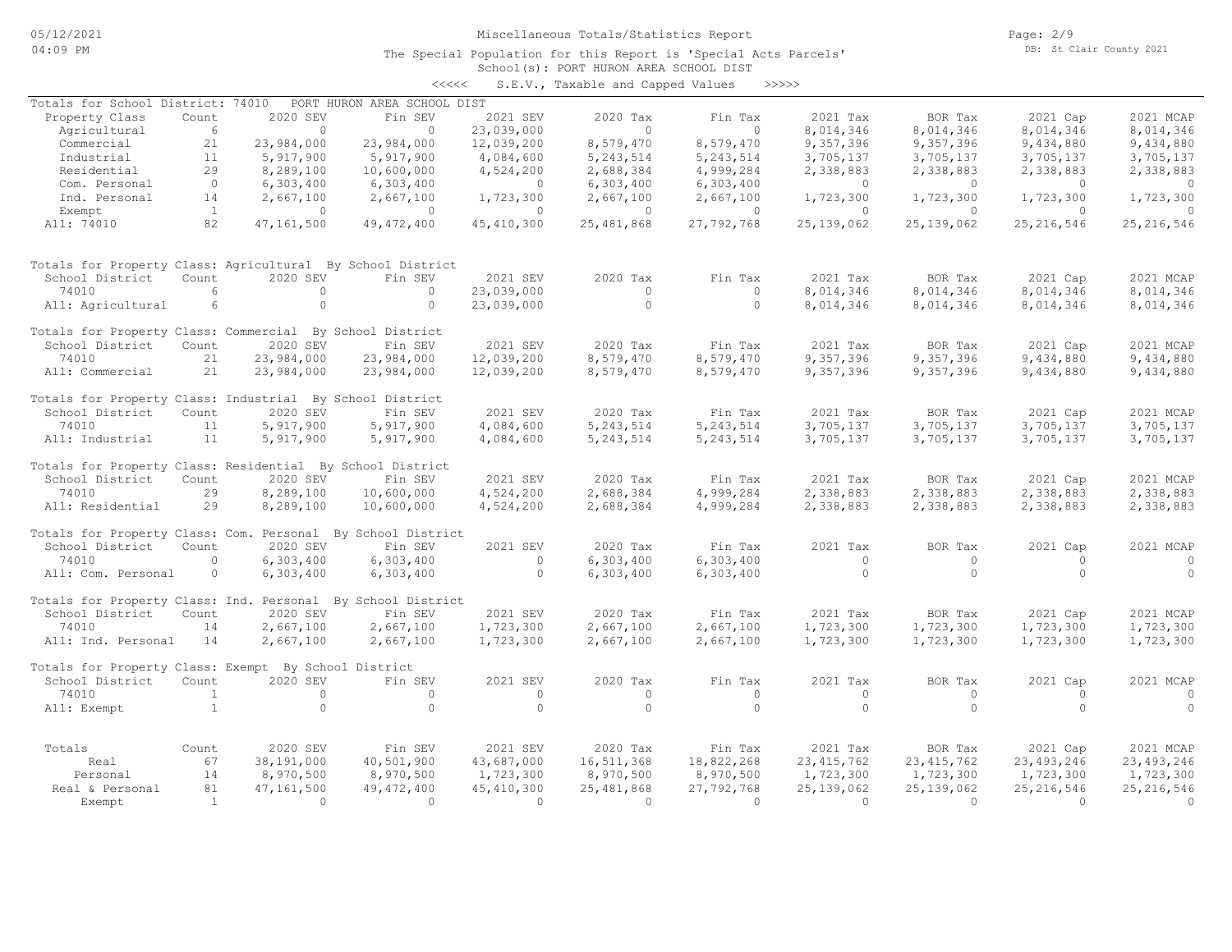# Miscellaneous Totals/Statistics Report

The Special Population for this Report is 'Special Acts Parcels'

School(s): PORT HURON AREA SCHOOL DIST

<<<<< S.E.V., Taxable and Capped Values >>>>>

Totals for School District: 74010 PORT HURON AREA SCHOOL DIST

| Property Class | Count | 2020 SEV | Fin SEV | 2021 SEV | 2020 Tax | Fin Tax | 2021 Tax | BOR Tax | 2021 Cap | 2021 MCAP |
|---|---|---|---|---|---|---|---|---|---|---|
| Agricultural | 6 | 0 | 0 | 23,039,000 | 0 | 0 | 8,014,346 | 8,014,346 | 8,014,346 | 8,014,346 |
| Commercial | 21 | 23,984,000 | 23,984,000 | 12,039,200 | 8,579,470 | 8,579,470 | 9,357,396 | 9,357,396 | 9,434,880 | 9,434,880 |
| Industrial | 11 | 5,917,900 | 5,917,900 | 4,084,600 | 5,243,514 | 5,243,514 | 3,705,137 | 3,705,137 | 3,705,137 | 3,705,137 |
| Residential | 29 | 8,289,100 | 10,600,000 | 4,524,200 | 2,688,384 | 4,999,284 | 2,338,883 | 2,338,883 | 2,338,883 | 2,338,883 |
| Com. Personal | 0 | 6,303,400 | 6,303,400 | 0 | 6,303,400 | 6,303,400 | 0 | 0 | 0 | 0 |
| Ind. Personal | 14 | 2,667,100 | 2,667,100 | 1,723,300 | 2,667,100 | 2,667,100 | 1,723,300 | 1,723,300 | 1,723,300 | 1,723,300 |
| Exempt | 1 | 0 | 0 | 0 | 0 | 0 | 0 | 0 | 0 | 0 |
| All: 74010 | 82 | 47,161,500 | 49,472,400 | 45,410,300 | 25,481,868 | 27,792,768 | 25,139,062 | 25,139,062 | 25,216,546 | 25,216,546 |

Totals for Property Class: Agricultural By School District

| School District | Count | 2020 SEV | Fin SEV | 2021 SEV | 2020 Tax | Fin Tax | 2021 Tax | BOR Tax | 2021 Cap | 2021 MCAP |
|---|---|---|---|---|---|---|---|---|---|---|
| 74010 | 6 | 0 | 0 | 23,039,000 | 0 | 0 | 8,014,346 | 8,014,346 | 8,014,346 | 8,014,346 |
| All: Agricultural | 6 | 0 | 0 | 23,039,000 | 0 | 0 | 8,014,346 | 8,014,346 | 8,014,346 | 8,014,346 |

Totals for Property Class: Commercial By School District

| School District | Count | 2020 SEV | Fin SEV | 2021 SEV | 2020 Tax | Fin Tax | 2021 Tax | BOR Tax | 2021 Cap | 2021 MCAP |
|---|---|---|---|---|---|---|---|---|---|---|
| 74010 | 21 | 23,984,000 | 23,984,000 | 12,039,200 | 8,579,470 | 8,579,470 | 9,357,396 | 9,357,396 | 9,434,880 | 9,434,880 |
| All: Commercial | 21 | 23,984,000 | 23,984,000 | 12,039,200 | 8,579,470 | 8,579,470 | 9,357,396 | 9,357,396 | 9,434,880 | 9,434,880 |

Totals for Property Class: Industrial By School District

| School District | Count | 2020 SEV | Fin SEV | 2021 SEV | 2020 Tax | Fin Tax | 2021 Tax | BOR Tax | 2021 Cap | 2021 MCAP |
|---|---|---|---|---|---|---|---|---|---|---|
| 74010 | 11 | 5,917,900 | 5,917,900 | 4,084,600 | 5,243,514 | 5,243,514 | 3,705,137 | 3,705,137 | 3,705,137 | 3,705,137 |
| All: Industrial | 11 | 5,917,900 | 5,917,900 | 4,084,600 | 5,243,514 | 5,243,514 | 3,705,137 | 3,705,137 | 3,705,137 | 3,705,137 |

Totals for Property Class: Residential By School District

| School District | Count | 2020 SEV | Fin SEV | 2021 SEV | 2020 Tax | Fin Tax | 2021 Tax | BOR Tax | 2021 Cap | 2021 MCAP |
|---|---|---|---|---|---|---|---|---|---|---|
| 74010 | 29 | 8,289,100 | 10,600,000 | 4,524,200 | 2,688,384 | 4,999,284 | 2,338,883 | 2,338,883 | 2,338,883 | 2,338,883 |
| All: Residential | 29 | 8,289,100 | 10,600,000 | 4,524,200 | 2,688,384 | 4,999,284 | 2,338,883 | 2,338,883 | 2,338,883 | 2,338,883 |

Totals for Property Class: Com. Personal By School District

| School District | Count | 2020 SEV | Fin SEV | 2021 SEV | 2020 Tax | Fin Tax | 2021 Tax | BOR Tax | 2021 Cap | 2021 MCAP |
|---|---|---|---|---|---|---|---|---|---|---|
| 74010 | 0 | 6,303,400 | 6,303,400 | 0 | 6,303,400 | 6,303,400 | 0 | 0 | 0 | 0 |
| All: Com. Personal | 0 | 6,303,400 | 6,303,400 | 0 | 6,303,400 | 6,303,400 | 0 | 0 | 0 | 0 |

Totals for Property Class: Ind. Personal By School District

| School District | Count | 2020 SEV | Fin SEV | 2021 SEV | 2020 Tax | Fin Tax | 2021 Tax | BOR Tax | 2021 Cap | 2021 MCAP |
|---|---|---|---|---|---|---|---|---|---|---|
| 74010 | 14 | 2,667,100 | 2,667,100 | 1,723,300 | 2,667,100 | 2,667,100 | 1,723,300 | 1,723,300 | 1,723,300 | 1,723,300 |
| All: Ind. Personal | 14 | 2,667,100 | 2,667,100 | 1,723,300 | 2,667,100 | 2,667,100 | 1,723,300 | 1,723,300 | 1,723,300 | 1,723,300 |

Totals for Property Class: Exempt By School District

| School District | Count | 2020 SEV | Fin SEV | 2021 SEV | 2020 Tax | Fin Tax | 2021 Tax | BOR Tax | 2021 Cap | 2021 MCAP |
|---|---|---|---|---|---|---|---|---|---|---|
| 74010 | 1 | 0 | 0 | 0 | 0 | 0 | 0 | 0 | 0 | 0 |
| All: Exempt | 1 | 0 | 0 | 0 | 0 | 0 | 0 | 0 | 0 | 0 |

| Totals | Count | 2020 SEV | Fin SEV | 2021 SEV | 2020 Tax | Fin Tax | 2021 Tax | BOR Tax | 2021 Cap | 2021 MCAP |
|---|---|---|---|---|---|---|---|---|---|---|
| Real | 67 | 38,191,000 | 40,501,900 | 43,687,000 | 16,511,368 | 18,822,268 | 23,415,762 | 23,415,762 | 23,493,246 | 23,493,246 |
| Personal | 14 | 8,970,500 | 8,970,500 | 1,723,300 | 8,970,500 | 8,970,500 | 1,723,300 | 1,723,300 | 1,723,300 | 1,723,300 |
| Real & Personal | 81 | 47,161,500 | 49,472,400 | 45,410,300 | 25,481,868 | 27,792,768 | 25,139,062 | 25,139,062 | 25,216,546 | 25,216,546 |
| Exempt | 1 | 0 | 0 | 0 | 0 | 0 | 0 | 0 | 0 | 0 |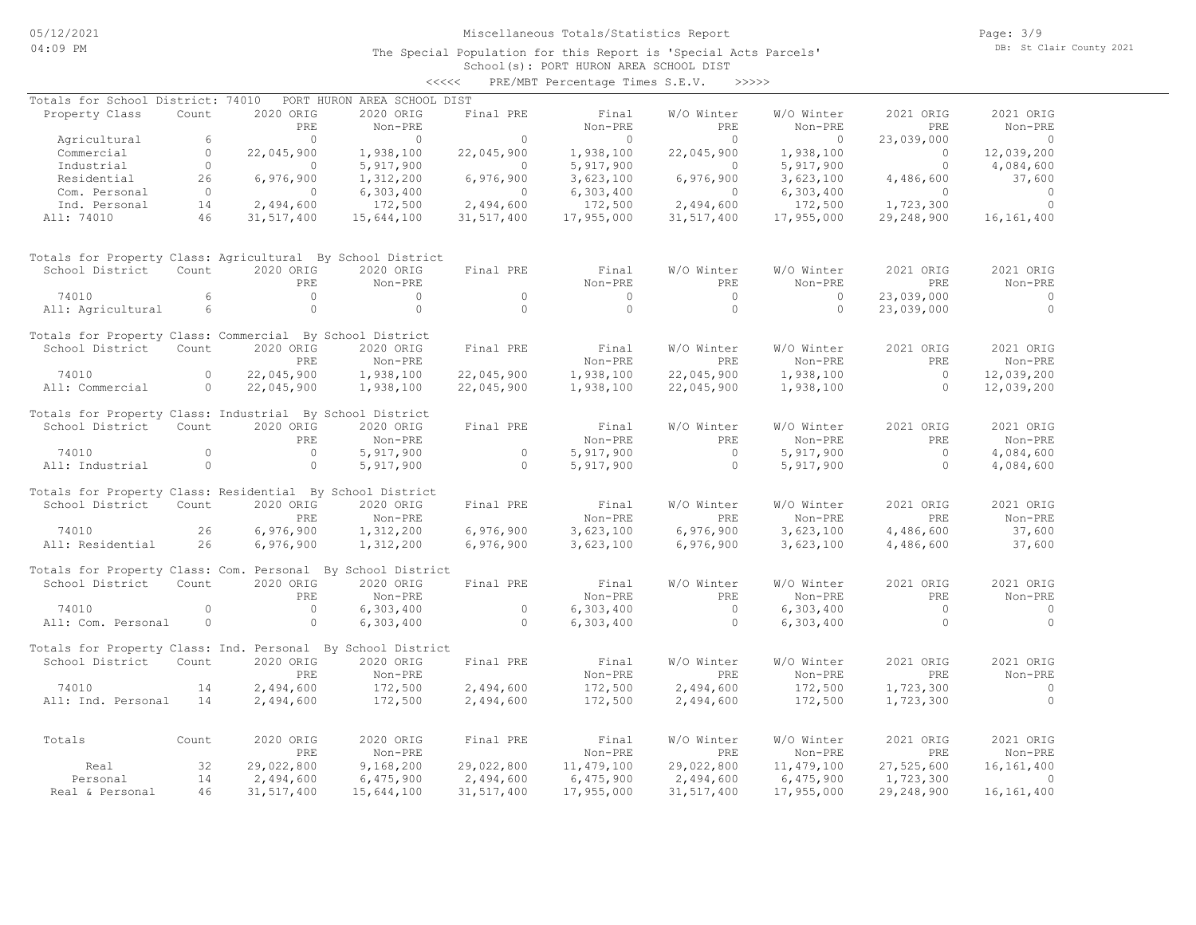# Miscellaneous Totals/Statistics Report

The Special Population for this Report is 'Special Acts Parcels'

School(s): PORT HURON AREA SCHOOL DIST

<<<<< PRE/MBT Percentage Times S.E.V. >>>>>

## Totals for School District: 74010 PORT HURON AREA SCHOOL DIST

| Property Class | Count | 2020 ORIG PRE | 2020 ORIG Non-PRE | Final PRE | Final Non-PRE | W/O Winter PRE | W/O Winter Non-PRE | 2021 ORIG PRE | 2021 ORIG Non-PRE |
|---|---|---|---|---|---|---|---|---|---|
| Agricultural | 6 | 0 | 0 | 0 | 0 | 0 | 0 | 23,039,000 | 0 |
| Commercial | 0 | 22,045,900 | 1,938,100 | 22,045,900 | 1,938,100 | 22,045,900 | 1,938,100 | 0 | 12,039,200 |
| Industrial | 0 | 0 | 5,917,900 | 0 | 5,917,900 | 0 | 5,917,900 | 0 | 4,084,600 |
| Residential | 26 | 6,976,900 | 1,312,200 | 6,976,900 | 3,623,100 | 6,976,900 | 3,623,100 | 4,486,600 | 37,600 |
| Com. Personal | 0 | 0 | 6,303,400 | 0 | 6,303,400 | 0 | 6,303,400 | 0 | 0 |
| Ind. Personal | 14 | 2,494,600 | 172,500 | 2,494,600 | 172,500 | 2,494,600 | 172,500 | 1,723,300 | 0 |
| All: 74010 | 46 | 31,517,400 | 15,644,100 | 31,517,400 | 17,955,000 | 31,517,400 | 17,955,000 | 29,248,900 | 16,161,400 |

## Totals for Property Class: Agricultural By School District

| School District | Count | 2020 ORIG PRE | 2020 ORIG Non-PRE | Final PRE | Final Non-PRE | W/O Winter PRE | W/O Winter Non-PRE | 2021 ORIG PRE | 2021 ORIG Non-PRE |
|---|---|---|---|---|---|---|---|---|---|
| 74010 | 6 | 0 | 0 | 0 | 0 | 0 | 0 | 23,039,000 | 0 |
| All: Agricultural | 6 | 0 | 0 | 0 | 0 | 0 | 0 | 23,039,000 | 0 |

## Totals for Property Class: Commercial By School District

| School District | Count | 2020 ORIG PRE | 2020 ORIG Non-PRE | Final PRE | Final Non-PRE | W/O Winter PRE | W/O Winter Non-PRE | 2021 ORIG PRE | 2021 ORIG Non-PRE |
|---|---|---|---|---|---|---|---|---|---|
| 74010 | 0 | 22,045,900 | 1,938,100 | 22,045,900 | 1,938,100 | 22,045,900 | 1,938,100 | 0 | 12,039,200 |
| All: Commercial | 0 | 22,045,900 | 1,938,100 | 22,045,900 | 1,938,100 | 22,045,900 | 1,938,100 | 0 | 12,039,200 |

## Totals for Property Class: Industrial By School District

| School District | Count | 2020 ORIG PRE | 2020 ORIG Non-PRE | Final PRE | Final Non-PRE | W/O Winter PRE | W/O Winter Non-PRE | 2021 ORIG PRE | 2021 ORIG Non-PRE |
|---|---|---|---|---|---|---|---|---|---|
| 74010 | 0 | 0 | 5,917,900 | 0 | 5,917,900 | 0 | 5,917,900 | 0 | 4,084,600 |
| All: Industrial | 0 | 0 | 5,917,900 | 0 | 5,917,900 | 0 | 5,917,900 | 0 | 4,084,600 |

## Totals for Property Class: Residential By School District

| School District | Count | 2020 ORIG PRE | 2020 ORIG Non-PRE | Final PRE | Final Non-PRE | W/O Winter PRE | W/O Winter Non-PRE | 2021 ORIG PRE | 2021 ORIG Non-PRE |
|---|---|---|---|---|---|---|---|---|---|
| 74010 | 26 | 6,976,900 | 1,312,200 | 6,976,900 | 3,623,100 | 6,976,900 | 3,623,100 | 4,486,600 | 37,600 |
| All: Residential | 26 | 6,976,900 | 1,312,200 | 6,976,900 | 3,623,100 | 6,976,900 | 3,623,100 | 4,486,600 | 37,600 |

## Totals for Property Class: Com. Personal By School District

| School District | Count | 2020 ORIG PRE | 2020 ORIG Non-PRE | Final PRE | Final Non-PRE | W/O Winter PRE | W/O Winter Non-PRE | 2021 ORIG PRE | 2021 ORIG Non-PRE |
|---|---|---|---|---|---|---|---|---|---|
| 74010 | 0 | 0 | 6,303,400 | 0 | 6,303,400 | 0 | 6,303,400 | 0 | 0 |
| All: Com. Personal | 0 | 0 | 6,303,400 | 0 | 6,303,400 | 0 | 6,303,400 | 0 | 0 |

## Totals for Property Class: Ind. Personal By School District

| School District | Count | 2020 ORIG PRE | 2020 ORIG Non-PRE | Final PRE | Final Non-PRE | W/O Winter PRE | W/O Winter Non-PRE | 2021 ORIG PRE | 2021 ORIG Non-PRE |
|---|---|---|---|---|---|---|---|---|---|
| 74010 | 14 | 2,494,600 | 172,500 | 2,494,600 | 172,500 | 2,494,600 | 172,500 | 1,723,300 | 0 |
| All: Ind. Personal | 14 | 2,494,600 | 172,500 | 2,494,600 | 172,500 | 2,494,600 | 172,500 | 1,723,300 | 0 |

## Totals

| Totals | Count | 2020 ORIG PRE | 2020 ORIG Non-PRE | Final PRE | Final Non-PRE | W/O Winter PRE | W/O Winter Non-PRE | 2021 ORIG PRE | 2021 ORIG Non-PRE |
|---|---|---|---|---|---|---|---|---|---|
| Real | 32 | 29,022,800 | 9,168,200 | 29,022,800 | 11,479,100 | 29,022,800 | 11,479,100 | 27,525,600 | 16,161,400 |
| Personal | 14 | 2,494,600 | 6,475,900 | 2,494,600 | 6,475,900 | 2,494,600 | 6,475,900 | 1,723,300 | 0 |
| Real & Personal | 46 | 31,517,400 | 15,644,100 | 31,517,400 | 17,955,000 | 31,517,400 | 17,955,000 | 29,248,900 | 16,161,400 |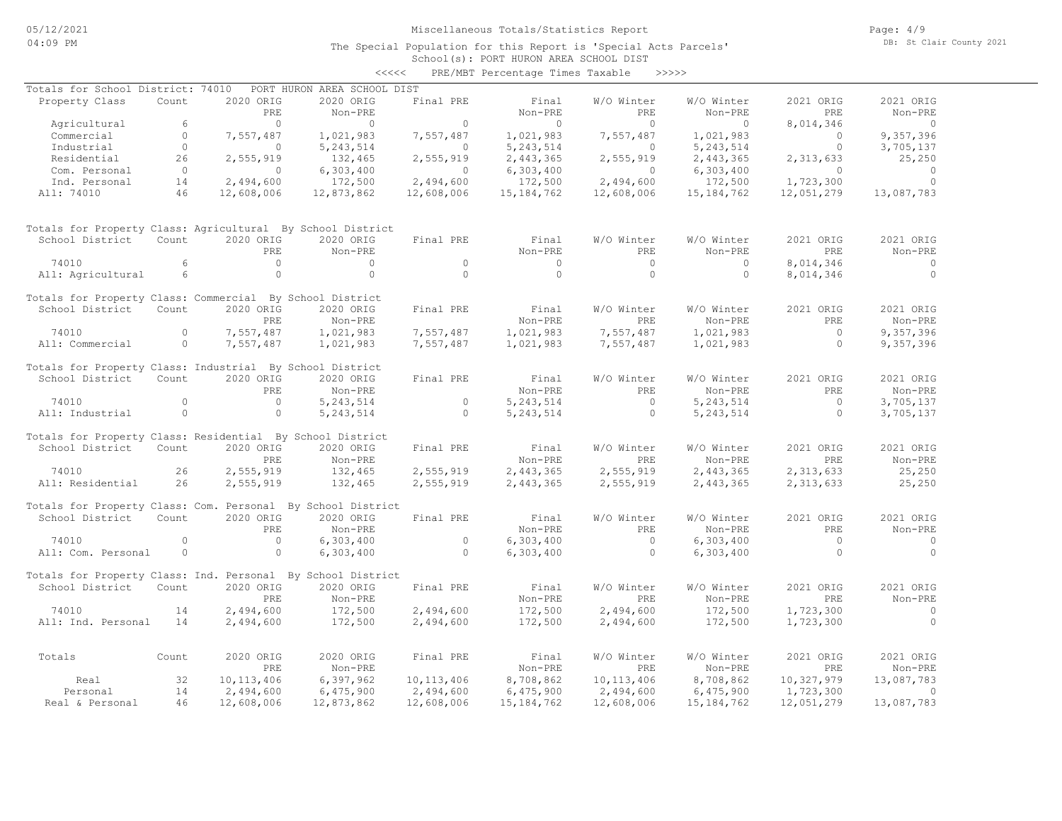Miscellaneous Totals/Statistics Report

The Special Population for this Report is 'Special Acts Parcels'

School(s): PORT HURON AREA SCHOOL DIST

<<<<< PRE/MBT Percentage Times Taxable >>>>>

Totals for School District: 74010 PORT HURON AREA SCHOOL DIST

| Property Class | Count | 2020 ORIG PRE | 2020 ORIG Non-PRE | Final PRE | Final Non-PRE | W/O Winter PRE | W/O Winter Non-PRE | 2021 ORIG PRE | 2021 ORIG Non-PRE |
|---|---|---|---|---|---|---|---|---|---|
| Agricultural | 6 | 0 | 0 | 0 | 0 | 0 | 0 | 8,014,346 | 0 |
| Commercial | 0 | 7,557,487 | 1,021,983 | 7,557,487 | 1,021,983 | 7,557,487 | 1,021,983 | 0 | 9,357,396 |
| Industrial | 0 | 0 | 5,243,514 | 0 | 5,243,514 | 0 | 5,243,514 | 0 | 3,705,137 |
| Residential | 26 | 2,555,919 | 132,465 | 2,555,919 | 2,443,365 | 2,555,919 | 2,443,365 | 2,313,633 | 25,250 |
| Com. Personal | 0 | 0 | 6,303,400 | 0 | 6,303,400 | 0 | 6,303,400 | 0 | 0 |
| Ind. Personal | 14 | 2,494,600 | 172,500 | 2,494,600 | 172,500 | 2,494,600 | 172,500 | 1,723,300 | 0 |
| All: 74010 | 46 | 12,608,006 | 12,873,862 | 12,608,006 | 15,184,762 | 12,608,006 | 15,184,762 | 12,051,279 | 13,087,783 |

Totals for Property Class: Agricultural By School District

| School District | Count | 2020 ORIG PRE | 2020 ORIG Non-PRE | Final PRE | Final Non-PRE | W/O Winter PRE | W/O Winter Non-PRE | 2021 ORIG PRE | 2021 ORIG Non-PRE |
|---|---|---|---|---|---|---|---|---|---|
| 74010 | 6 | 0 | 0 | 0 | 0 | 0 | 0 | 8,014,346 | 0 |
| All: Agricultural | 6 | 0 | 0 | 0 | 0 | 0 | 0 | 8,014,346 | 0 |

Totals for Property Class: Commercial By School District

| School District | Count | 2020 ORIG PRE | 2020 ORIG Non-PRE | Final PRE | Final Non-PRE | W/O Winter PRE | W/O Winter Non-PRE | 2021 ORIG PRE | 2021 ORIG Non-PRE |
|---|---|---|---|---|---|---|---|---|---|
| 74010 | 0 | 7,557,487 | 1,021,983 | 7,557,487 | 1,021,983 | 7,557,487 | 1,021,983 | 0 | 9,357,396 |
| All: Commercial | 0 | 7,557,487 | 1,021,983 | 7,557,487 | 1,021,983 | 7,557,487 | 1,021,983 | 0 | 9,357,396 |

Totals for Property Class: Industrial By School District

| School District | Count | 2020 ORIG PRE | 2020 ORIG Non-PRE | Final PRE | Final Non-PRE | W/O Winter PRE | W/O Winter Non-PRE | 2021 ORIG PRE | 2021 ORIG Non-PRE |
|---|---|---|---|---|---|---|---|---|---|
| 74010 | 0 | 0 | 5,243,514 | 0 | 5,243,514 | 0 | 5,243,514 | 0 | 3,705,137 |
| All: Industrial | 0 | 0 | 5,243,514 | 0 | 5,243,514 | 0 | 5,243,514 | 0 | 3,705,137 |

Totals for Property Class: Residential By School District

| School District | Count | 2020 ORIG PRE | 2020 ORIG Non-PRE | Final PRE | Final Non-PRE | W/O Winter PRE | W/O Winter Non-PRE | 2021 ORIG PRE | 2021 ORIG Non-PRE |
|---|---|---|---|---|---|---|---|---|---|
| 74010 | 26 | 2,555,919 | 132,465 | 2,555,919 | 2,443,365 | 2,555,919 | 2,443,365 | 2,313,633 | 25,250 |
| All: Residential | 26 | 2,555,919 | 132,465 | 2,555,919 | 2,443,365 | 2,555,919 | 2,443,365 | 2,313,633 | 25,250 |

Totals for Property Class: Com. Personal By School District

| School District | Count | 2020 ORIG PRE | 2020 ORIG Non-PRE | Final PRE | Final Non-PRE | W/O Winter PRE | W/O Winter Non-PRE | 2021 ORIG PRE | 2021 ORIG Non-PRE |
|---|---|---|---|---|---|---|---|---|---|
| 74010 | 0 | 0 | 6,303,400 | 0 | 6,303,400 | 0 | 6,303,400 | 0 | 0 |
| All: Com. Personal | 0 | 0 | 6,303,400 | 0 | 6,303,400 | 0 | 6,303,400 | 0 | 0 |

Totals for Property Class: Ind. Personal By School District

| School District | Count | 2020 ORIG PRE | 2020 ORIG Non-PRE | Final PRE | Final Non-PRE | W/O Winter PRE | W/O Winter Non-PRE | 2021 ORIG PRE | 2021 ORIG Non-PRE |
|---|---|---|---|---|---|---|---|---|---|
| 74010 | 14 | 2,494,600 | 172,500 | 2,494,600 | 172,500 | 2,494,600 | 172,500 | 1,723,300 | 0 |
| All: Ind. Personal | 14 | 2,494,600 | 172,500 | 2,494,600 | 172,500 | 2,494,600 | 172,500 | 1,723,300 | 0 |

| Totals | Count | 2020 ORIG PRE | 2020 ORIG Non-PRE | Final PRE | Final Non-PRE | W/O Winter PRE | W/O Winter Non-PRE | 2021 ORIG PRE | 2021 ORIG Non-PRE |
|---|---|---|---|---|---|---|---|---|---|
| Real | 32 | 10,113,406 | 6,397,962 | 10,113,406 | 8,708,862 | 10,113,406 | 8,708,862 | 10,327,979 | 13,087,783 |
| Personal | 14 | 2,494,600 | 6,475,900 | 2,494,600 | 6,475,900 | 2,494,600 | 6,475,900 | 1,723,300 | 0 |
| Real & Personal | 46 | 12,608,006 | 12,873,862 | 12,608,006 | 15,184,762 | 12,608,006 | 15,184,762 | 12,051,279 | 13,087,783 |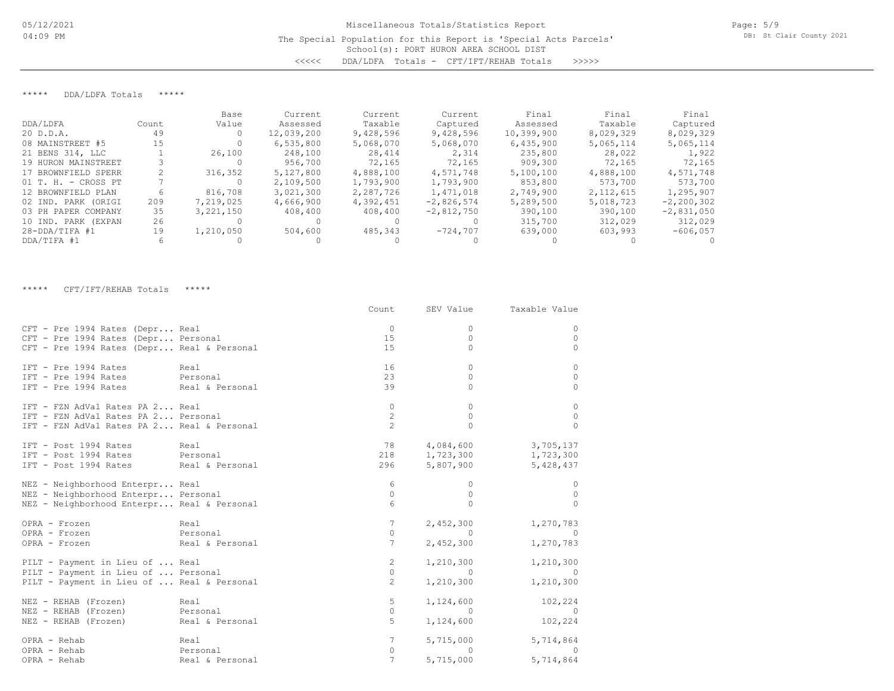Miscellaneous Totals/Statistics Report

The Special Population for this Report is 'Special Acts Parcels'

School(s): PORT HURON AREA SCHOOL DIST

<<<<< DDA/LDFA Totals - CFT/IFT/REHAB Totals >>>>>

## ***** DDA/LDFA Totals *****

| DDA/LDFA | Count | Base Value | Current Assessed | Current Taxable | Current Captured | Final Assessed | Final Taxable | Final Captured |
|---|---|---|---|---|---|---|---|---|
| 20 D.D.A. | 49 | 0 | 12,039,200 | 9,428,596 | 9,428,596 | 10,399,900 | 8,029,329 | 8,029,329 |
| 08 MAINSTREET #5 | 15 | 0 | 6,535,800 | 5,068,070 | 5,068,070 | 6,435,900 | 5,065,114 | 5,065,114 |
| 21 BENS 314, LLC | 1 | 26,100 | 248,100 | 28,414 | 2,314 | 235,800 | 28,022 | 1,922 |
| 19 HURON MAINSTREET | 3 | 0 | 956,700 | 72,165 | 72,165 | 909,300 | 72,165 | 72,165 |
| 17 BROWNFIELD SPERR | 2 | 316,352 | 5,127,800 | 4,888,100 | 4,571,748 | 5,100,100 | 4,888,100 | 4,571,748 |
| 01 T. H. - CROSS PT | 7 | 0 | 2,109,500 | 1,793,900 | 1,793,900 | 853,800 | 573,700 | 573,700 |
| 12 BROWNFIELD PLAN | 6 | 816,708 | 3,021,300 | 2,287,726 | 1,471,018 | 2,749,900 | 2,112,615 | 1,295,907 |
| 02 IND. PARK (ORIGI | 209 | 7,219,025 | 4,666,900 | 4,392,451 | -2,826,574 | 5,289,500 | 5,018,723 | -2,200,302 |
| 03 PH PAPER COMPANY | 35 | 3,221,150 | 408,400 | 408,400 | -2,812,750 | 390,100 | 390,100 | -2,831,050 |
| 10 IND. PARK (EXPAN | 26 | 0 | 0 | 0 | 0 | 315,700 | 312,029 | 312,029 |
| 28-DDA/TIFA #1 | 19 | 1,210,050 | 504,600 | 485,343 | -724,707 | 639,000 | 603,993 | -606,057 |
| DDA/TIFA #1 | 6 | 0 | 0 | 0 | 0 | 0 | 0 | 0 |

## ***** CFT/IFT/REHAB Totals *****

| | | Count | SEV Value | Taxable Value |
|---|---|---|---|---|
| CFT - Pre 1994 Rates (Depr... | Real | 0 | 0 | 0 |
| CFT - Pre 1994 Rates (Depr... | Personal | 15 | 0 | 0 |
| CFT - Pre 1994 Rates (Depr... | Real & Personal | 15 | 0 | 0 |
| IFT - Pre 1994 Rates | Real | 16 | 0 | 0 |
| IFT - Pre 1994 Rates | Personal | 23 | 0 | 0 |
| IFT - Pre 1994 Rates | Real & Personal | 39 | 0 | 0 |
| IFT - FZN AdVal Rates PA 2... | Real | 0 | 0 | 0 |
| IFT - FZN AdVal Rates PA 2... | Personal | 2 | 0 | 0 |
| IFT - FZN AdVal Rates PA 2... | Real & Personal | 2 | 0 | 0 |
| IFT - Post 1994 Rates | Real | 78 | 4,084,600 | 3,705,137 |
| IFT - Post 1994 Rates | Personal | 218 | 1,723,300 | 1,723,300 |
| IFT - Post 1994 Rates | Real & Personal | 296 | 5,807,900 | 5,428,437 |
| NEZ - Neighborhood Enterpr... | Real | 6 | 0 | 0 |
| NEZ - Neighborhood Enterpr... | Personal | 0 | 0 | 0 |
| NEZ - Neighborhood Enterpr... | Real & Personal | 6 | 0 | 0 |
| OPRA - Frozen | Real | 7 | 2,452,300 | 1,270,783 |
| OPRA - Frozen | Personal | 0 | 0 | 0 |
| OPRA - Frozen | Real & Personal | 7 | 2,452,300 | 1,270,783 |
| PILT - Payment in Lieu of ... | Real | 2 | 1,210,300 | 1,210,300 |
| PILT - Payment in Lieu of ... | Personal | 0 | 0 | 0 |
| PILT - Payment in Lieu of ... | Real & Personal | 2 | 1,210,300 | 1,210,300 |
| NEZ - REHAB (Frozen) | Real | 5 | 1,124,600 | 102,224 |
| NEZ - REHAB (Frozen) | Personal | 0 | 0 | 0 |
| NEZ - REHAB (Frozen) | Real & Personal | 5 | 1,124,600 | 102,224 |
| OPRA - Rehab | Real | 7 | 5,715,000 | 5,714,864 |
| OPRA - Rehab | Personal | 0 | 0 | 0 |
| OPRA - Rehab | Real & Personal | 7 | 5,715,000 | 5,714,864 |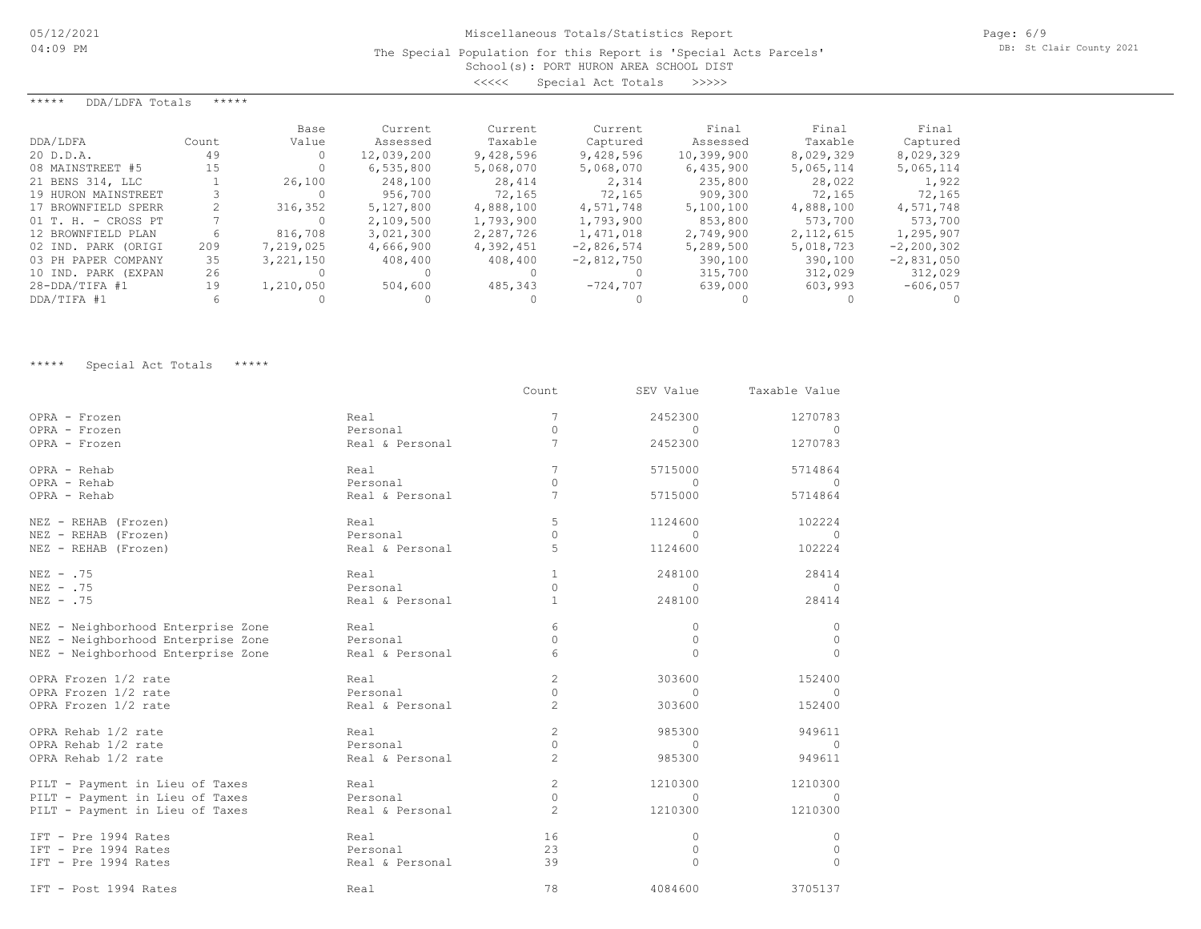Miscellaneous Totals/Statistics Report

The Special Population for this Report is 'Special Acts Parcels'

School(s): PORT HURON AREA SCHOOL DIST

<<<<< Special Act Totals >>>>>

## ***** DDA/LDFA Totals *****

| DDA/LDFA | Count | Base Value | Current Assessed | Current Taxable | Current Captured | Final Assessed | Final Taxable | Final Captured |
|---|---|---|---|---|---|---|---|---|
| 20 D.D.A. | 49 | 0 | 12,039,200 | 9,428,596 | 9,428,596 | 10,399,900 | 8,029,329 | 8,029,329 |
| 08 MAINSTREET #5 | 15 | 0 | 6,535,800 | 5,068,070 | 5,068,070 | 6,435,900 | 5,065,114 | 5,065,114 |
| 21 BENS 314, LLC | 1 | 26,100 | 248,100 | 28,414 | 2,314 | 235,800 | 28,022 | 1,922 |
| 19 HURON MAINSTREET | 3 | 0 | 956,700 | 72,165 | 72,165 | 909,300 | 72,165 | 72,165 |
| 17 BROWNFIELD SPERR | 2 | 316,352 | 5,127,800 | 4,888,100 | 4,571,748 | 5,100,100 | 4,888,100 | 4,571,748 |
| 01 T. H. - CROSS PT | 7 | 0 | 2,109,500 | 1,793,900 | 1,793,900 | 853,800 | 573,700 | 573,700 |
| 12 BROWNFIELD PLAN | 6 | 816,708 | 3,021,300 | 2,287,726 | 1,471,018 | 2,749,900 | 2,112,615 | 1,295,907 |
| 02 IND. PARK (ORIGI | 209 | 7,219,025 | 4,666,900 | 4,392,451 | -2,826,574 | 5,289,500 | 5,018,723 | -2,200,302 |
| 03 PH PAPER COMPANY | 35 | 3,221,150 | 408,400 | 408,400 | -2,812,750 | 390,100 | 390,100 | -2,831,050 |
| 10 IND. PARK (EXPAN | 26 | 0 | 0 | 0 | 0 | 315,700 | 312,029 | 312,029 |
| 28-DDA/TIFA #1 | 19 | 1,210,050 | 504,600 | 485,343 | -724,707 | 639,000 | 603,993 | -606,057 |
| DDA/TIFA #1 | 6 | 0 | 0 | 0 | 0 | 0 | 0 | 0 |

## ***** Special Act Totals *****

| | | Count | SEV Value | Taxable Value |
|---|---|---|---|---|
| OPRA - Frozen | Real | 7 | 2452300 | 1270783 |
| OPRA - Frozen | Personal | 0 | 0 | 0 |
| OPRA - Frozen | Real & Personal | 7 | 2452300 | 1270783 |
| OPRA - Rehab | Real | 7 | 5715000 | 5714864 |
| OPRA - Rehab | Personal | 0 | 0 | 0 |
| OPRA - Rehab | Real & Personal | 7 | 5715000 | 5714864 |
| NEZ - REHAB (Frozen) | Real | 5 | 1124600 | 102224 |
| NEZ - REHAB (Frozen) | Personal | 0 | 0 | 0 |
| NEZ - REHAB (Frozen) | Real & Personal | 5 | 1124600 | 102224 |
| NEZ - .75 | Real | 1 | 248100 | 28414 |
| NEZ - .75 | Personal | 0 | 0 | 0 |
| NEZ - .75 | Real & Personal | 1 | 248100 | 28414 |
| NEZ - Neighborhood Enterprise Zone | Real | 6 | 0 | 0 |
| NEZ - Neighborhood Enterprise Zone | Personal | 0 | 0 | 0 |
| NEZ - Neighborhood Enterprise Zone | Real & Personal | 6 | 0 | 0 |
| OPRA Frozen 1/2 rate | Real | 2 | 303600 | 152400 |
| OPRA Frozen 1/2 rate | Personal | 0 | 0 | 0 |
| OPRA Frozen 1/2 rate | Real & Personal | 2 | 303600 | 152400 |
| OPRA Rehab 1/2 rate | Real | 2 | 985300 | 949611 |
| OPRA Rehab 1/2 rate | Personal | 0 | 0 | 0 |
| OPRA Rehab 1/2 rate | Real & Personal | 2 | 985300 | 949611 |
| PILT - Payment in Lieu of Taxes | Real | 2 | 1210300 | 1210300 |
| PILT - Payment in Lieu of Taxes | Personal | 0 | 0 | 0 |
| PILT - Payment in Lieu of Taxes | Real & Personal | 2 | 1210300 | 1210300 |
| IFT - Pre 1994 Rates | Real | 16 | 0 | 0 |
| IFT - Pre 1994 Rates | Personal | 23 | 0 | 0 |
| IFT - Pre 1994 Rates | Real & Personal | 39 | 0 | 0 |
| IFT - Post 1994 Rates | Real | 78 | 4084600 | 3705137 |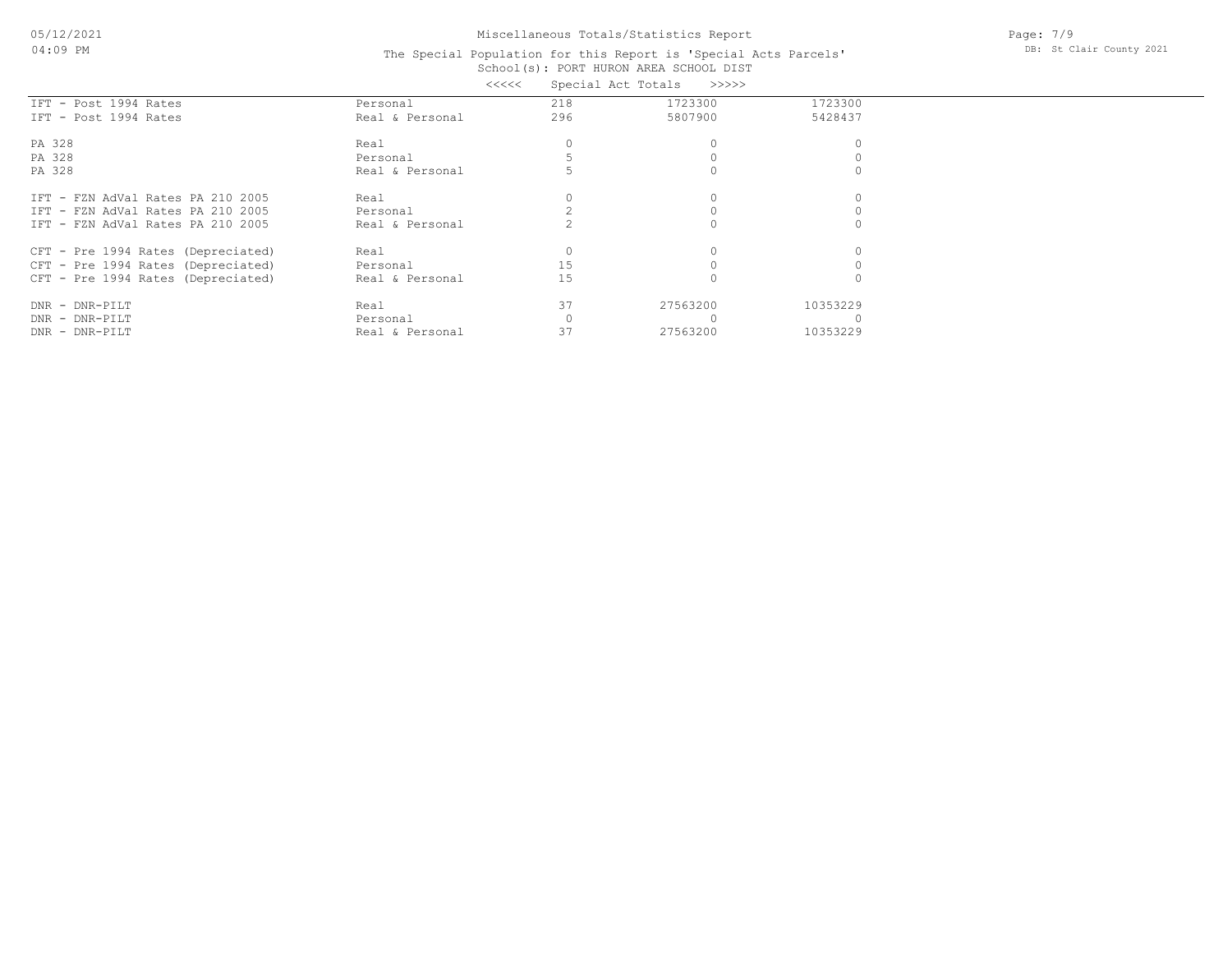# Miscellaneous Totals/Statistics Report

The Special Population for this Report is 'Special Acts Parcels'

School(s): PORT HURON AREA SCHOOL DIST

<<<<< Special Act Totals >>>>>

| | | | | |
|---|---|---|---|---|
| IFT - Post 1994 Rates | Personal | 218 | 1723300 | 1723300 |
| IFT - Post 1994 Rates | Real & Personal | 296 | 5807900 | 5428437 |
| PA 328 | Real | 0 | 0 | 0 |
| PA 328 | Personal | 5 | 0 | 0 |
| PA 328 | Real & Personal | 5 | 0 | 0 |
| IFT - FZN AdVal Rates PA 210 2005 | Real | 0 | 0 | 0 |
| IFT - FZN AdVal Rates PA 210 2005 | Personal | 2 | 0 | 0 |
| IFT - FZN AdVal Rates PA 210 2005 | Real & Personal | 2 | 0 | 0 |
| CFT - Pre 1994 Rates (Depreciated) | Real | 0 | 0 | 0 |
| CFT - Pre 1994 Rates (Depreciated) | Personal | 15 | 0 | 0 |
| CFT - Pre 1994 Rates (Depreciated) | Real & Personal | 15 | 0 | 0 |
| DNR - DNR-PILT | Real | 37 | 27563200 | 10353229 |
| DNR - DNR-PILT | Personal | 0 | 0 | 0 |
| DNR - DNR-PILT | Real & Personal | 37 | 27563200 | 10353229 |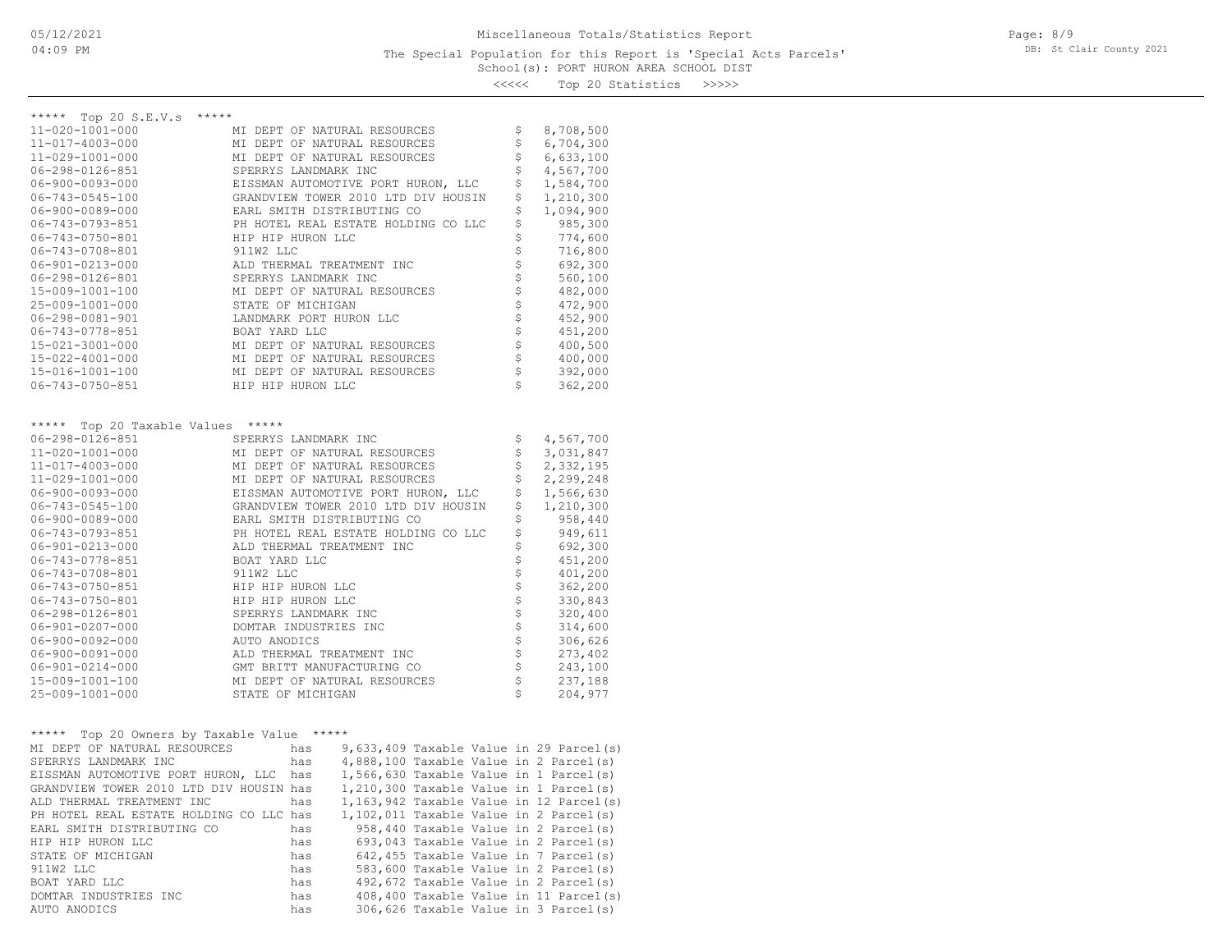Miscellaneous Totals/Statistics Report

The Special Population for this Report is 'Special Acts Parcels'

School(s): PORT HURON AREA SCHOOL DIST

<<<<< Top 20 Statistics >>>>>

## ***** Top 20 S.E.V.s *****

| Parcel | Owner | S.E.V. |
|---|---|---|
| 11-020-1001-000 | MI DEPT OF NATURAL RESOURCES | $ 8,708,500 |
| 11-017-4003-000 | MI DEPT OF NATURAL RESOURCES | $ 6,704,300 |
| 11-029-1001-000 | MI DEPT OF NATURAL RESOURCES | $ 6,633,100 |
| 06-298-0126-851 | SPERRYS LANDMARK INC | $ 4,567,700 |
| 06-900-0093-000 | EISSMAN AUTOMOTIVE PORT HURON, LLC | $ 1,584,700 |
| 06-743-0545-100 | GRANDVIEW TOWER 2010 LTD DIV HOUSIN | $ 1,210,300 |
| 06-900-0089-000 | EARL SMITH DISTRIBUTING CO | $ 1,094,900 |
| 06-743-0793-851 | PH HOTEL REAL ESTATE HOLDING CO LLC | $ 985,300 |
| 06-743-0750-801 | HIP HIP HURON LLC | $ 774,600 |
| 06-743-0708-801 | 911W2 LLC | $ 716,800 |
| 06-901-0213-000 | ALD THERMAL TREATMENT INC | $ 692,300 |
| 06-298-0126-801 | SPERRYS LANDMARK INC | $ 560,100 |
| 15-009-1001-100 | MI DEPT OF NATURAL RESOURCES | $ 482,000 |
| 25-009-1001-000 | STATE OF MICHIGAN | $ 472,900 |
| 06-298-0081-901 | LANDMARK PORT HURON LLC | $ 452,900 |
| 06-743-0778-851 | BOAT YARD LLC | $ 451,200 |
| 15-021-3001-000 | MI DEPT OF NATURAL RESOURCES | $ 400,500 |
| 15-022-4001-000 | MI DEPT OF NATURAL RESOURCES | $ 400,000 |
| 15-016-1001-100 | MI DEPT OF NATURAL RESOURCES | $ 392,000 |
| 06-743-0750-851 | HIP HIP HURON LLC | $ 362,200 |

## ***** Top 20 Taxable Values *****

| Parcel | Owner | Taxable Value |
|---|---|---|
| 06-298-0126-851 | SPERRYS LANDMARK INC | $ 4,567,700 |
| 11-020-1001-000 | MI DEPT OF NATURAL RESOURCES | $ 3,031,847 |
| 11-017-4003-000 | MI DEPT OF NATURAL RESOURCES | $ 2,332,195 |
| 11-029-1001-000 | MI DEPT OF NATURAL RESOURCES | $ 2,299,248 |
| 06-900-0093-000 | EISSMAN AUTOMOTIVE PORT HURON, LLC | $ 1,566,630 |
| 06-743-0545-100 | GRANDVIEW TOWER 2010 LTD DIV HOUSIN | $ 1,210,300 |
| 06-900-0089-000 | EARL SMITH DISTRIBUTING CO | $ 958,440 |
| 06-743-0793-851 | PH HOTEL REAL ESTATE HOLDING CO LLC | $ 949,611 |
| 06-901-0213-000 | ALD THERMAL TREATMENT INC | $ 692,300 |
| 06-743-0778-851 | BOAT YARD LLC | $ 451,200 |
| 06-743-0708-801 | 911W2 LLC | $ 401,200 |
| 06-743-0750-851 | HIP HIP HURON LLC | $ 362,200 |
| 06-743-0750-801 | HIP HIP HURON LLC | $ 330,843 |
| 06-298-0126-801 | SPERRYS LANDMARK INC | $ 320,400 |
| 06-901-0207-000 | DOMTAR INDUSTRIES INC | $ 314,600 |
| 06-900-0092-000 | AUTO ANODICS | $ 306,626 |
| 06-900-0091-000 | ALD THERMAL TREATMENT INC | $ 273,402 |
| 06-901-0214-000 | GMT BRITT MANUFACTURING CO | $ 243,100 |
| 15-009-1001-100 | MI DEPT OF NATURAL RESOURCES | $ 237,188 |
| 25-009-1001-000 | STATE OF MICHIGAN | $ 204,977 |

## ***** Top 20 Owners by Taxable Value *****

| Owner | | Taxable Value | Parcel(s) |
|---|---|---|---|
| MI DEPT OF NATURAL RESOURCES | has | 9,633,409 Taxable Value | in 29 Parcel(s) |
| SPERRYS LANDMARK INC | has | 4,888,100 Taxable Value | in 2 Parcel(s) |
| EISSMAN AUTOMOTIVE PORT HURON, LLC | has | 1,566,630 Taxable Value | in 1 Parcel(s) |
| GRANDVIEW TOWER 2010 LTD DIV HOUSIN | has | 1,210,300 Taxable Value | in 1 Parcel(s) |
| ALD THERMAL TREATMENT INC | has | 1,163,942 Taxable Value | in 12 Parcel(s) |
| PH HOTEL REAL ESTATE HOLDING CO LLC | has | 1,102,011 Taxable Value | in 2 Parcel(s) |
| EARL SMITH DISTRIBUTING CO | has | 958,440 Taxable Value | in 2 Parcel(s) |
| HIP HIP HURON LLC | has | 693,043 Taxable Value | in 2 Parcel(s) |
| STATE OF MICHIGAN | has | 642,455 Taxable Value | in 7 Parcel(s) |
| 911W2 LLC | has | 583,600 Taxable Value | in 2 Parcel(s) |
| BOAT YARD LLC | has | 492,672 Taxable Value | in 2 Parcel(s) |
| DOMTAR INDUSTRIES INC | has | 408,400 Taxable Value | in 11 Parcel(s) |
| AUTO ANODICS | has | 306,626 Taxable Value | in 3 Parcel(s) |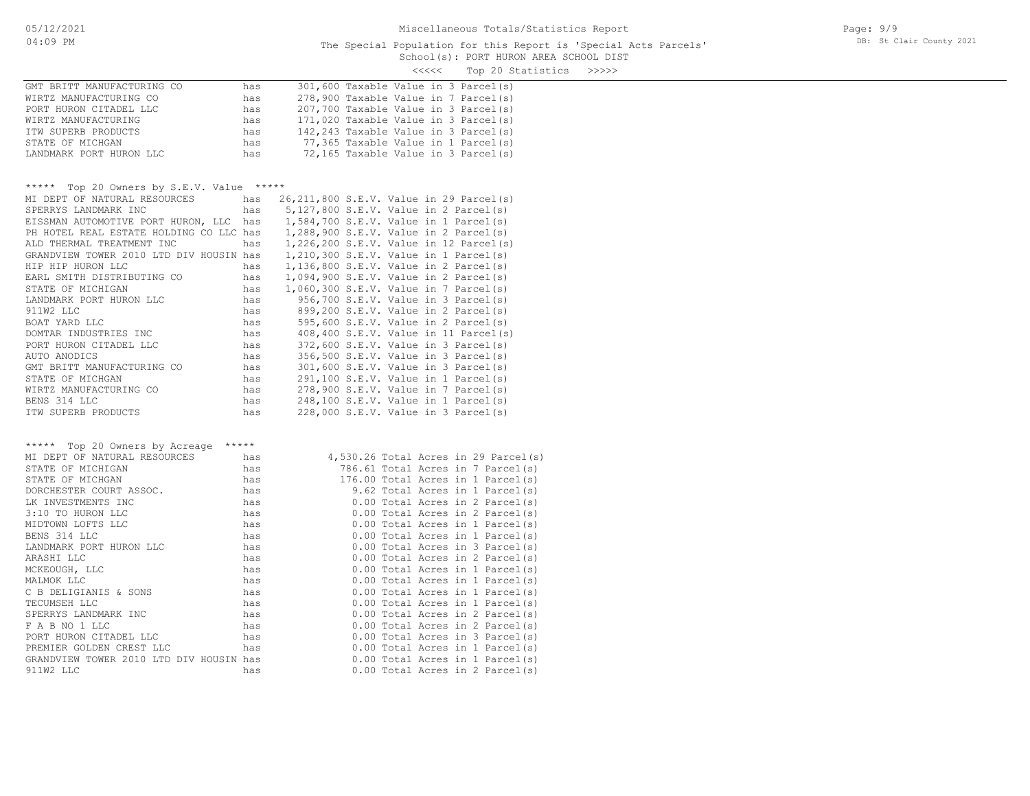Miscellaneous Totals/Statistics Report

The Special Population for this Report is 'Special Acts Parcels'

School(s): PORT HURON AREA SCHOOL DIST

<<<<< Top 20 Statistics >>>>>

| | | |
|---|---|---|
| GMT BRITT MANUFACTURING CO | has | 301,600 Taxable Value in 3 Parcel(s) |
| WIRTZ MANUFACTURING CO | has | 278,900 Taxable Value in 7 Parcel(s) |
| PORT HURON CITADEL LLC | has | 207,700 Taxable Value in 3 Parcel(s) |
| WIRTZ MANUFACTURING | has | 171,020 Taxable Value in 3 Parcel(s) |
| ITW SUPERB PRODUCTS | has | 142,243 Taxable Value in 3 Parcel(s) |
| STATE OF MICHGAN | has | 77,365 Taxable Value in 1 Parcel(s) |
| LANDMARK PORT HURON LLC | has | 72,165 Taxable Value in 3 Parcel(s) |

***** Top 20 Owners by S.E.V. Value *****

| | | |
|---|---|---|
| MI DEPT OF NATURAL RESOURCES | has | 26,211,800 S.E.V. Value in 29 Parcel(s) |
| SPERRYS LANDMARK INC | has | 5,127,800 S.E.V. Value in 2 Parcel(s) |
| EISSMAN AUTOMOTIVE PORT HURON, LLC | has | 1,584,700 S.E.V. Value in 1 Parcel(s) |
| PH HOTEL REAL ESTATE HOLDING CO LLC | has | 1,288,900 S.E.V. Value in 2 Parcel(s) |
| ALD THERMAL TREATMENT INC | has | 1,226,200 S.E.V. Value in 12 Parcel(s) |
| GRANDVIEW TOWER 2010 LTD DIV HOUSIN | has | 1,210,300 S.E.V. Value in 1 Parcel(s) |
| HIP HIP HURON LLC | has | 1,136,800 S.E.V. Value in 2 Parcel(s) |
| EARL SMITH DISTRIBUTING CO | has | 1,094,900 S.E.V. Value in 2 Parcel(s) |
| STATE OF MICHIGAN | has | 1,060,300 S.E.V. Value in 7 Parcel(s) |
| LANDMARK PORT HURON LLC | has | 956,700 S.E.V. Value in 3 Parcel(s) |
| 911W2 LLC | has | 899,200 S.E.V. Value in 2 Parcel(s) |
| BOAT YARD LLC | has | 595,600 S.E.V. Value in 2 Parcel(s) |
| DOMTAR INDUSTRIES INC | has | 408,400 S.E.V. Value in 11 Parcel(s) |
| PORT HURON CITADEL LLC | has | 372,600 S.E.V. Value in 3 Parcel(s) |
| AUTO ANODICS | has | 356,500 S.E.V. Value in 3 Parcel(s) |
| GMT BRITT MANUFACTURING CO | has | 301,600 S.E.V. Value in 3 Parcel(s) |
| STATE OF MICHGAN | has | 291,100 S.E.V. Value in 1 Parcel(s) |
| WIRTZ MANUFACTURING CO | has | 278,900 S.E.V. Value in 7 Parcel(s) |
| BENS 314 LLC | has | 248,100 S.E.V. Value in 1 Parcel(s) |
| ITW SUPERB PRODUCTS | has | 228,000 S.E.V. Value in 3 Parcel(s) |

***** Top 20 Owners by Acreage *****

| | | |
|---|---|---|
| MI DEPT OF NATURAL RESOURCES | has | 4,530.26 Total Acres in 29 Parcel(s) |
| STATE OF MICHIGAN | has | 786.61 Total Acres in 7 Parcel(s) |
| STATE OF MICHGAN | has | 176.00 Total Acres in 1 Parcel(s) |
| DORCHESTER COURT ASSOC. | has | 9.62 Total Acres in 1 Parcel(s) |
| LK INVESTMENTS INC | has | 0.00 Total Acres in 2 Parcel(s) |
| 3:10 TO HURON LLC | has | 0.00 Total Acres in 2 Parcel(s) |
| MIDTOWN LOFTS LLC | has | 0.00 Total Acres in 1 Parcel(s) |
| BENS 314 LLC | has | 0.00 Total Acres in 1 Parcel(s) |
| LANDMARK PORT HURON LLC | has | 0.00 Total Acres in 3 Parcel(s) |
| ARASHI LLC | has | 0.00 Total Acres in 2 Parcel(s) |
| MCKEOUGH, LLC | has | 0.00 Total Acres in 1 Parcel(s) |
| MALMOK LLC | has | 0.00 Total Acres in 1 Parcel(s) |
| C B DELIGIANIS & SONS | has | 0.00 Total Acres in 1 Parcel(s) |
| TECUMSEH LLC | has | 0.00 Total Acres in 1 Parcel(s) |
| SPERRYS LANDMARK INC | has | 0.00 Total Acres in 2 Parcel(s) |
| F A B NO 1 LLC | has | 0.00 Total Acres in 2 Parcel(s) |
| PORT HURON CITADEL LLC | has | 0.00 Total Acres in 3 Parcel(s) |
| PREMIER GOLDEN CREST LLC | has | 0.00 Total Acres in 1 Parcel(s) |
| GRANDVIEW TOWER 2010 LTD DIV HOUSIN | has | 0.00 Total Acres in 1 Parcel(s) |
| 911W2 LLC | has | 0.00 Total Acres in 2 Parcel(s) |